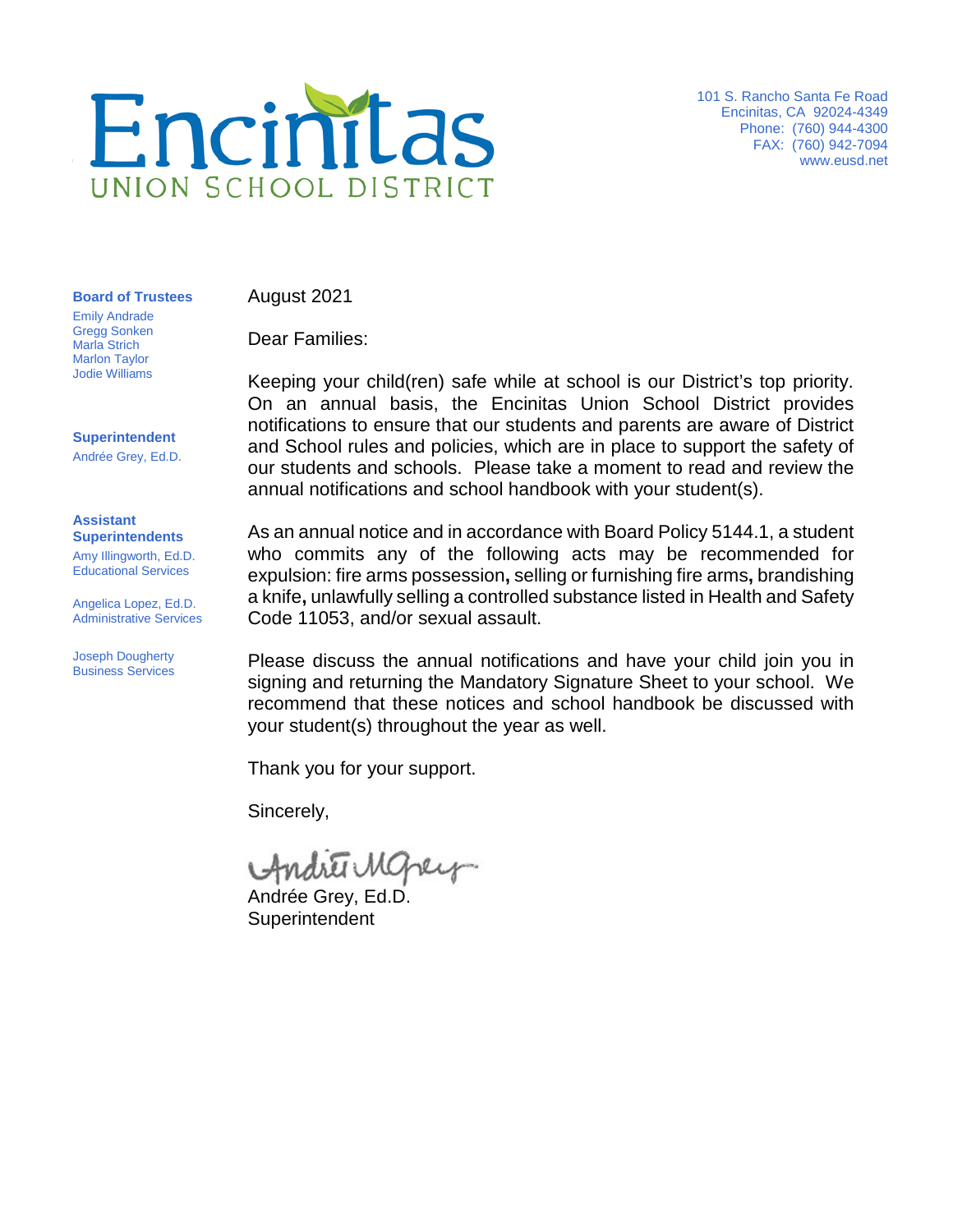# Encinitas

UNION SCHOOL DISTRICT

101 S. Rancho Santa Fe Road
Encinitas, CA 92024-4349
Phone: (760) 944-4300
FAX: (760) 942-7094
www.eusd.net

**Board of Trustees**
Emily Andrade
Gregg Sonken
Marla Strich
Marlon Taylor
Jodie Williams

**Superintendent**
Andrée Grey, Ed.D.

**Assistant Superintendents**
Amy Illingworth, Ed.D.
Educational Services

Angelica Lopez, Ed.D.
Administrative Services

Joseph Dougherty
Business Services

August 2021

Dear Families:

Keeping your child(ren) safe while at school is our District's top priority. On an annual basis, the Encinitas Union School District provides notifications to ensure that our students and parents are aware of District and School rules and policies, which are in place to support the safety of our students and schools. Please take a moment to read and review the annual notifications and school handbook with your student(s).

As an annual notice and in accordance with Board Policy 5144.1, a student who commits any of the following acts may be recommended for expulsion: fire arms possession**,** selling or furnishing fire arms**,** brandishing a knife**,** unlawfully selling a controlled substance listed in Health and Safety Code 11053, and/or sexual assault.

Please discuss the annual notifications and have your child join you in signing and returning the Mandatory Signature Sheet to your school. We recommend that these notices and school handbook be discussed with your student(s) throughout the year as well.

Thank you for your support.

Sincerely,

Andrée Grey, Ed.D.
Superintendent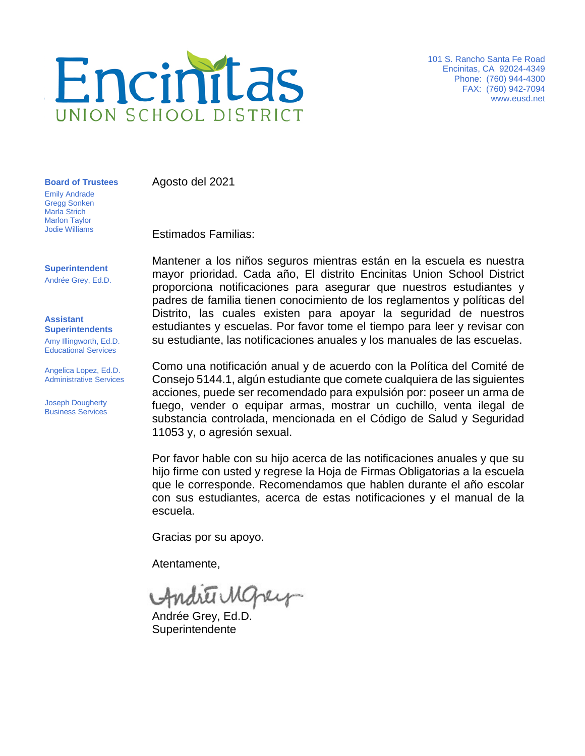# Encinitas UNION SCHOOL DISTRICT

101 S. Rancho Santa Fe Road
Encinitas, CA 92024-4349
Phone: (760) 944-4300
FAX: (760) 942-7094
www.eusd.net

**Board of Trustees**
Emily Andrade
Gregg Sonken
Marla Strich
Marlon Taylor
Jodie Williams

**Superintendent**
Andrée Grey, Ed.D.

**Assistant Superintendents**
Amy Illingworth, Ed.D.
Educational Services

Angelica Lopez, Ed.D.
Administrative Services

Joseph Dougherty
Business Services

Agosto del 2021

Estimados Familias:

Mantener a los niños seguros mientras están en la escuela es nuestra mayor prioridad. Cada año, El distrito Encinitas Union School District proporciona notificaciones para asegurar que nuestros estudiantes y padres de familia tienen conocimiento de los reglamentos y políticas del Distrito, las cuales existen para apoyar la seguridad de nuestros estudiantes y escuelas. Por favor tome el tiempo para leer y revisar con su estudiante, las notificaciones anuales y los manuales de las escuelas.

Como una notificación anual y de acuerdo con la Política del Comité de Consejo 5144.1, algún estudiante que comete cualquiera de las siguientes acciones, puede ser recomendado para expulsión por: poseer un arma de fuego, vender o equipar armas, mostrar un cuchillo, venta ilegal de substancia controlada, mencionada en el Código de Salud y Seguridad 11053 y, o agresión sexual.

Por favor hable con su hijo acerca de las notificaciones anuales y que su hijo firme con usted y regrese la Hoja de Firmas Obligatorias a la escuela que le corresponde. Recomendamos que hablen durante el año escolar con sus estudiantes, acerca de estas notificaciones y el manual de la escuela.

Gracias por su apoyo.

Atentamente,

Andrée Grey, Ed.D.
Superintendente